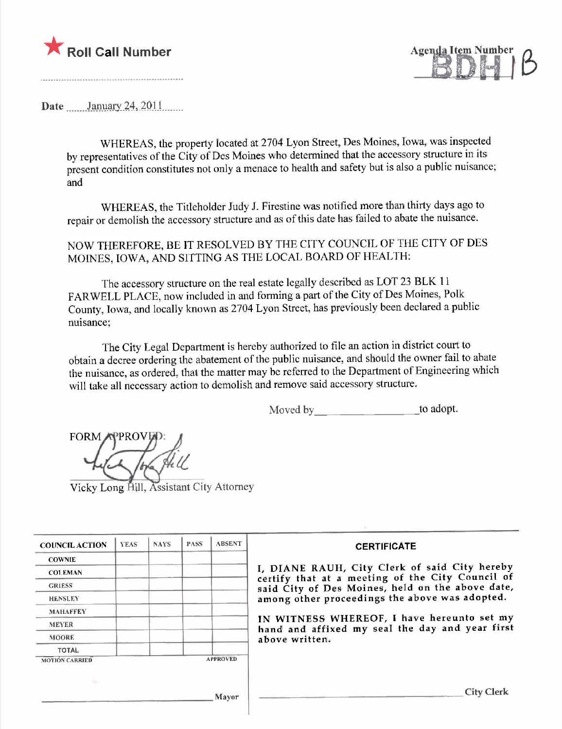★ **Roll Call Number**

Agenda Item Number 18B

Date January 24, 2011

WHEREAS, the property located at 2704 Lyon Street, Des Moines, Iowa, was inspected by representatives of the City of Des Moines who determined that the accessory structure in its present condition constitutes not only a menace to health and safety but is also a public nuisance; and

WHEREAS, the Titleholder Judy J. Firestine was notified more than thirty days ago to repair or demolish the accessory structure and as of this date has failed to abate the nuisance.

NOW THEREFORE, BE IT RESOLVED BY THE CITY COUNCIL OF THE CITY OF DES MOINES, IOWA, AND SITTING AS THE LOCAL BOARD OF HEALTH:

The accessory structure on the real estate legally described as LOT 23 BLK 11 FARWELL PLACE, now included in and forming a part of the City of Des Moines, Polk County, Iowa, and locally known as 2704 Lyon Street, has previously been declared a public nuisance;

The City Legal Department is hereby authorized to file an action in district court to obtain a decree ordering the abatement of the public nuisance, and should the owner fail to abate the nuisance, as ordered, that the matter may be referred to the Department of Engineering which will take all necessary action to demolish and remove said accessory structure.

Moved by ________________ to adopt.

FORM APPROVED:

Vicky Long Hill, Assistant City Attorney

| COUNCIL ACTION | YEAS | NAYS | PASS | ABSENT |
|---|---|---|---|---|
| COWNIE | | | | |
| COLEMAN | | | | |
| GRIESS | | | | |
| HENSLEY | | | | |
| MAHAFFEY | | | | |
| MEYER | | | | |
| MOORE | | | | |
| TOTAL | | | | |

MOTION CARRIED APPROVED

________________ Mayor

**CERTIFICATE**

I, DIANE RAUH, City Clerk of said City hereby certify that at a meeting of the City Council of said City of Des Moines, held on the above date, among other proceedings the above was adopted.

IN WITNESS WHEREOF, I have hereunto set my hand and affixed my seal the day and year first above written.

________________ City Clerk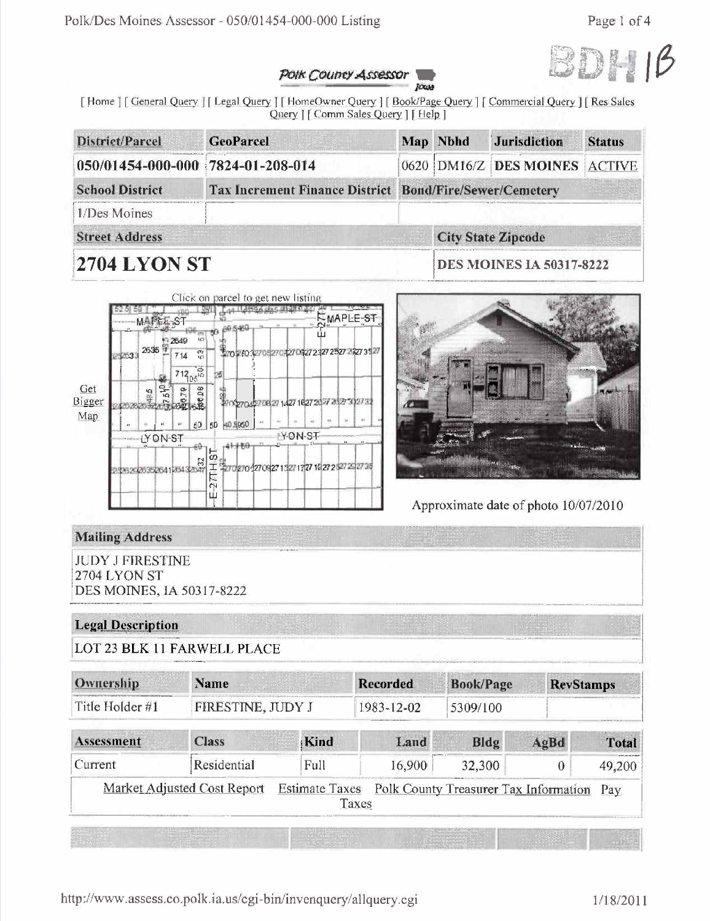BDH 1B

*Polk County Assessor*

[ Home ] [ General Query ] [ Legal Query ] [ HomeOwner Query ] [ Book/Page Query ] [ Commercial Query ] [ Res Sales Query ] [ Comm Sales Query ] [ Help ]

| District/Parcel | GeoParcel | Map | Nbhd | Jurisdiction | Status |
|---|---|---|---|---|---|
| 050/01454-000-000 | 7824-01-208-014 | 0620 | DM16/Z | DES MOINES | ACTIVE |

| School District | Tax Increment Finance District | Bond/Fire/Sewer/Cemetery |
|---|---|---|
| 1/Des Moines | | |

| Street Address | City State Zipcode |
|---|---|
| **2704 LYON ST** | **DES MOINES IA 50317-8222** |

Click on parcel to get new listing

Get Bigger Map

Approximate date of photo 10/07/2010

## Mailing Address

JUDY J FIRESTINE
2704 LYON ST
DES MOINES, IA 50317-8222

## Legal Description

LOT 23 BLK 11 FARWELL PLACE

| Ownership | Name | Recorded | Book/Page | RevStamps |
|---|---|---|---|---|
| Title Holder #1 | FIRESTINE, JUDY J | 1983-12-02 | 5309/100 | |

| Assessment | Class | Kind | Land | Bldg | AgBd | Total |
|---|---|---|---|---|---|---|
| Current | Residential | Full | 16,900 | 32,300 | 0 | 49,200 |

Market Adjusted Cost Report Estimate Taxes Polk County Treasurer Tax Information Pay Taxes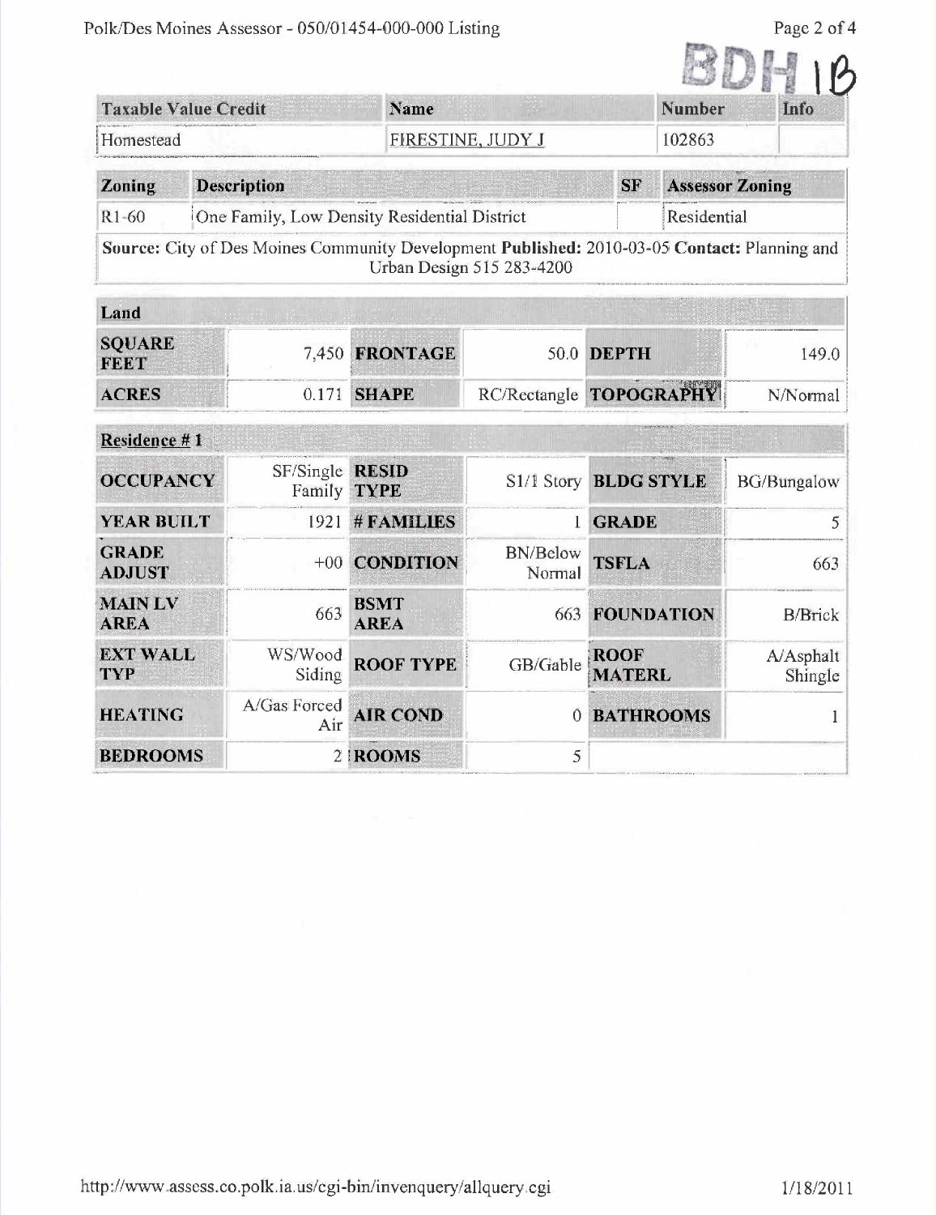BDH 1B

| Taxable Value Credit | Name | Number | Info |
| --- | --- | --- | --- |
| Homestead | FIRESTINE, JUDY J | 102863 | |

| Zoning | Description | SF | Assessor Zoning |
| --- | --- | --- | --- |
| R1-60 | One Family, Low Density Residential District | | Residential |

**Source:** City of Des Moines Community Development **Published:** 2010-03-05 **Contact:** Planning and Urban Design 515 283-4200

| Land | | | | | |
| --- | --- | --- | --- | --- | --- |
| **SQUARE FEET** | 7,450 | **FRONTAGE** | 50.0 | **DEPTH** | 149.0 |
| **ACRES** | 0.171 | **SHAPE** | RC/Rectangle | **TOPOGRAPHY** | N/Normal |

| Residence # 1 | | | | | |
| --- | --- | --- | --- | --- | --- |
| **OCCUPANCY** | SF/Single Family | **RESID TYPE** | S1/1 Story | **BLDG STYLE** | BG/Bungalow |
| **YEAR BUILT** | 1921 | **# FAMILIES** | 1 | **GRADE** | 5 |
| **GRADE ADJUST** | +00 | **CONDITION** | BN/Below Normal | **TSFLA** | 663 |
| **MAIN LV AREA** | 663 | **BSMT AREA** | 663 | **FOUNDATION** | B/Brick |
| **EXT WALL TYP** | WS/Wood Siding | **ROOF TYPE** | GB/Gable | **ROOF MATERL** | A/Asphalt Shingle |
| **HEATING** | A/Gas Forced Air | **AIR COND** | 0 | **BATHROOMS** | 1 |
| **BEDROOMS** | 2 | **ROOMS** | 5 | | |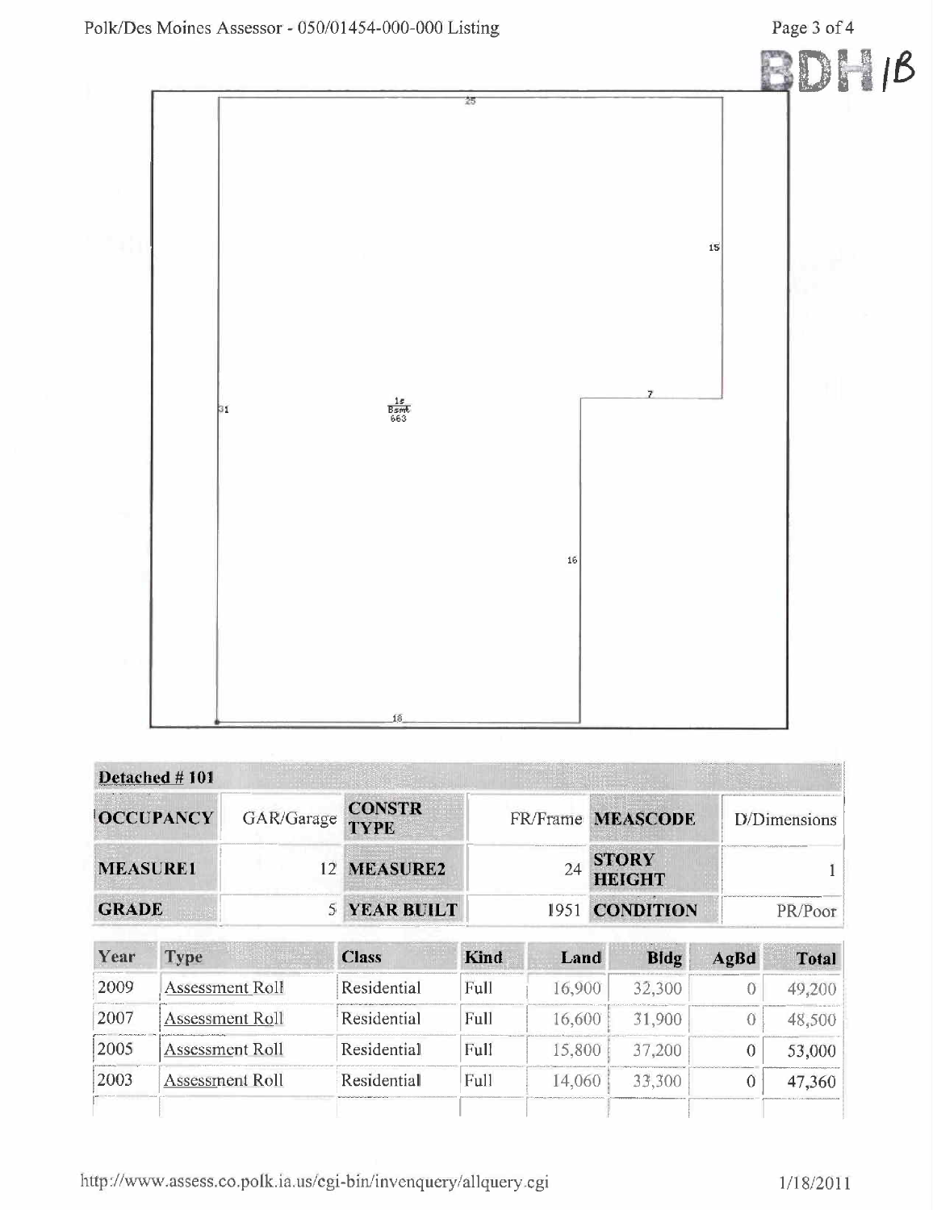BDH 1B

25

15

7

31

1s
Bsmt
663

16

18

**Detached # 101**

| OCCUPANCY | GAR/Garage | CONSTR TYPE | FR/Frame | MEASCODE | D/Dimensions |
|---|---|---|---|---|---|
| MEASURE1 | 12 | MEASURE2 | 24 | STORY HEIGHT | 1 |
| GRADE | 5 | YEAR BUILT | 1951 | CONDITION | PR/Poor |

| Year | Type | Class | Kind | Land | Bldg | AgBd | Total |
|---|---|---|---|---|---|---|---|
| 2009 | Assessment Roll | Residential | Full | 16,900 | 32,300 | 0 | 49,200 |
| 2007 | Assessment Roll | Residential | Full | 16,600 | 31,900 | 0 | 48,500 |
| 2005 | Assessment Roll | Residential | Full | 15,800 | 37,200 | 0 | 53,000 |
| 2003 | Assessment Roll | Residential | Full | 14,060 | 33,300 | 0 | 47,360 |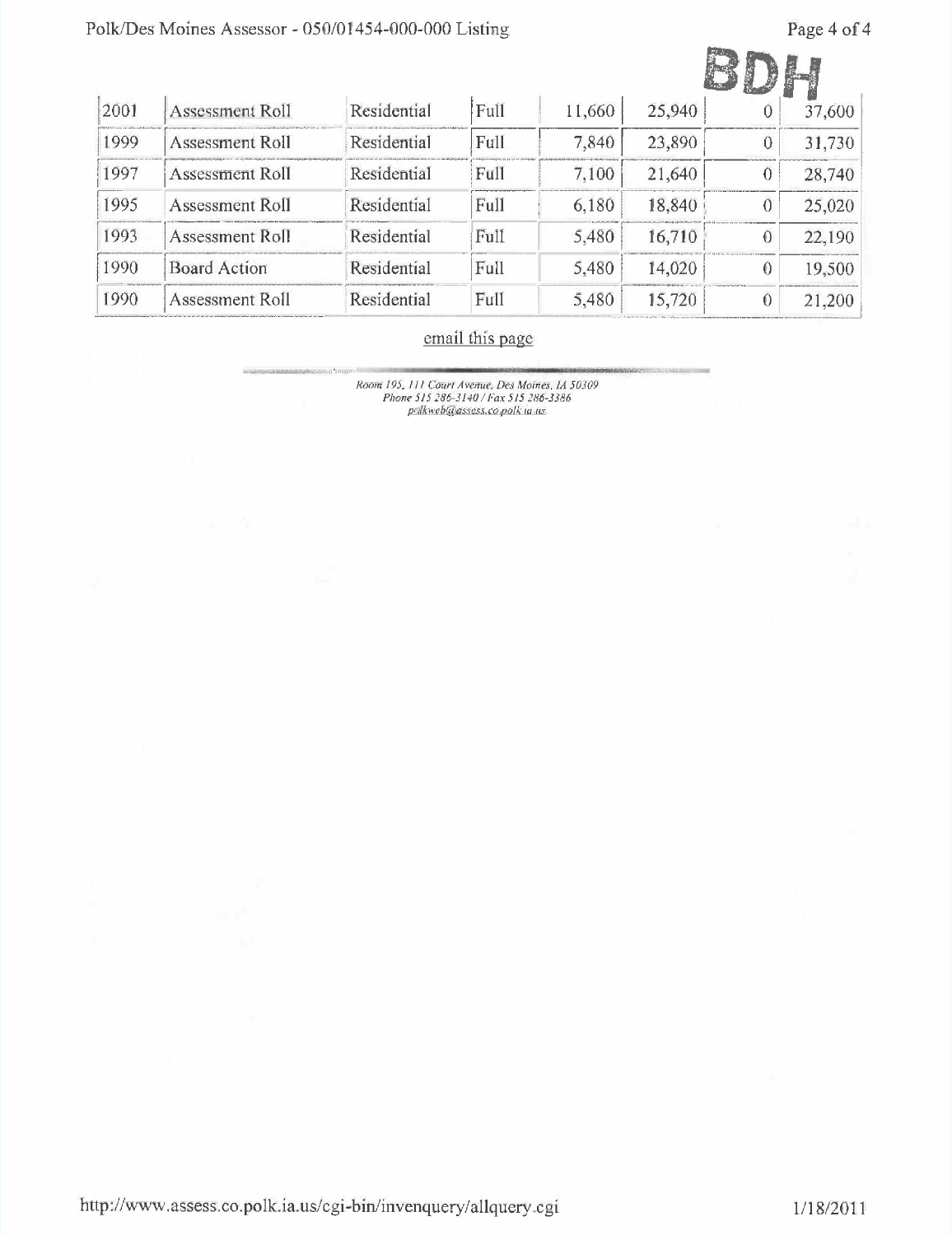BDH

| 2001 | Assessment Roll | Residential | Full | 11,660 | 25,940 | 0 | 37,600 |
|---|---|---|---|---|---|---|---|
| 1999 | Assessment Roll | Residential | Full | 7,840 | 23,890 | 0 | 31,730 |
| 1997 | Assessment Roll | Residential | Full | 7,100 | 21,640 | 0 | 28,740 |
| 1995 | Assessment Roll | Residential | Full | 6,180 | 18,840 | 0 | 25,020 |
| 1993 | Assessment Roll | Residential | Full | 5,480 | 16,710 | 0 | 22,190 |
| 1990 | Board Action | Residential | Full | 5,480 | 14,020 | 0 | 19,500 |
| 1990 | Assessment Roll | Residential | Full | 5,480 | 15,720 | 0 | 21,200 |

email this page

*Room 195, 111 Court Avenue, Des Moines, IA 50309*
*Phone 515 286-3140 / Fax 515 286-3386*
*polkweb@assess.co.polk.ia.us*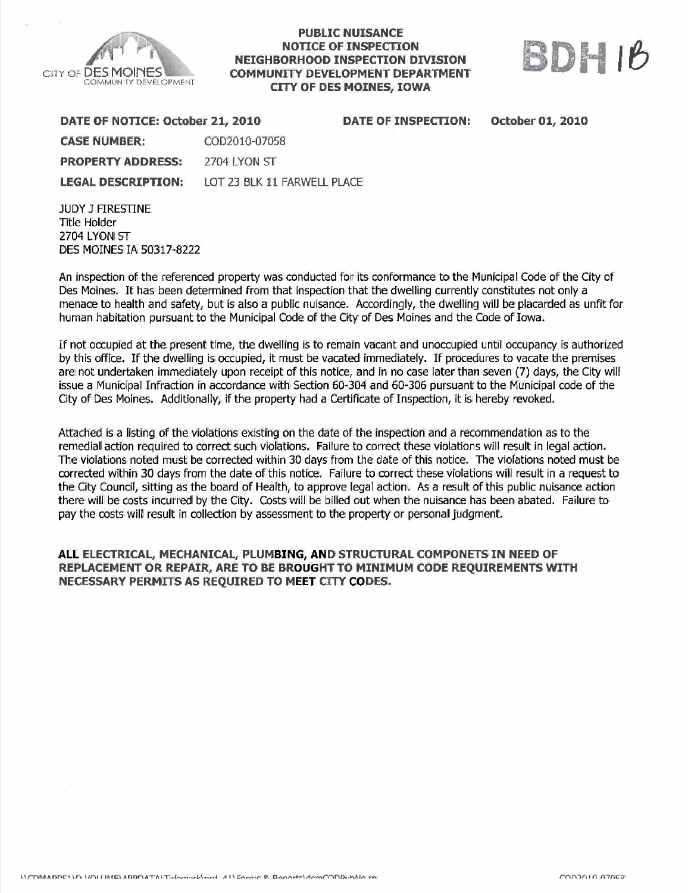CITY OF DES MOINES COMMUNITY DEVELOPMENT

**PUBLIC NUISANCE**
**NOTICE OF INSPECTION**
**NEIGHBORHOOD INSPECTION DIVISION**
**COMMUNITY DEVELOPMENT DEPARTMENT**
**CITY OF DES MOINES, IOWA**

BDH 1B

**DATE OF NOTICE: October 21, 2010** **DATE OF INSPECTION: October 01, 2010**

**CASE NUMBER:** COD2010-07058

**PROPERTY ADDRESS:** 2704 LYON ST

**LEGAL DESCRIPTION:** LOT 23 BLK 11 FARWELL PLACE

JUDY J FIRESTINE
Title Holder
2704 LYON ST
DES MOINES IA 50317-8222

An inspection of the referenced property was conducted for its conformance to the Municipal Code of the City of Des Moines. It has been determined from that inspection that the dwelling currently constitutes not only a menace to health and safety, but is also a public nuisance. Accordingly, the dwelling will be placarded as unfit for human habitation pursuant to the Municipal Code of the City of Des Moines and the Code of Iowa.

If not occupied at the present time, the dwelling is to remain vacant and unoccupied until occupancy is authorized by this office. If the dwelling is occupied, it must be vacated immediately. If procedures to vacate the premises are not undertaken immediately upon receipt of this notice, and in no case later than seven (7) days, the City will issue a Municipal Infraction in accordance with Section 60-304 and 60-306 pursuant to the Municipal code of the City of Des Moines. Additionally, if the property had a Certificate of Inspection, it is hereby revoked.

Attached is a listing of the violations existing on the date of the inspection and a recommendation as to the remedial action required to correct such violations. Failure to correct these violations will result in legal action. The violations noted must be corrected within 30 days from the date of this notice. The violations noted must be corrected within 30 days from the date of this notice. Failure to correct these violations will result in a request to the City Council, sitting as the board of Health, to approve legal action. As a result of this public nuisance action there will be costs incurred by the City. Costs will be billed out when the nuisance has been abated. Failure to pay the costs will result in collection by assessment to the property or personal judgment.

**ALL ELECTRICAL, MECHANICAL, PLUMBING, AND STRUCTURAL COMPONETS IN NEED OF REPLACEMENT OR REPAIR, ARE TO BE BROUGHT TO MINIMUM CODE REQUIREMENTS WITH NECESSARY PERMITS AS REQUIRED TO MEET CITY CODES.**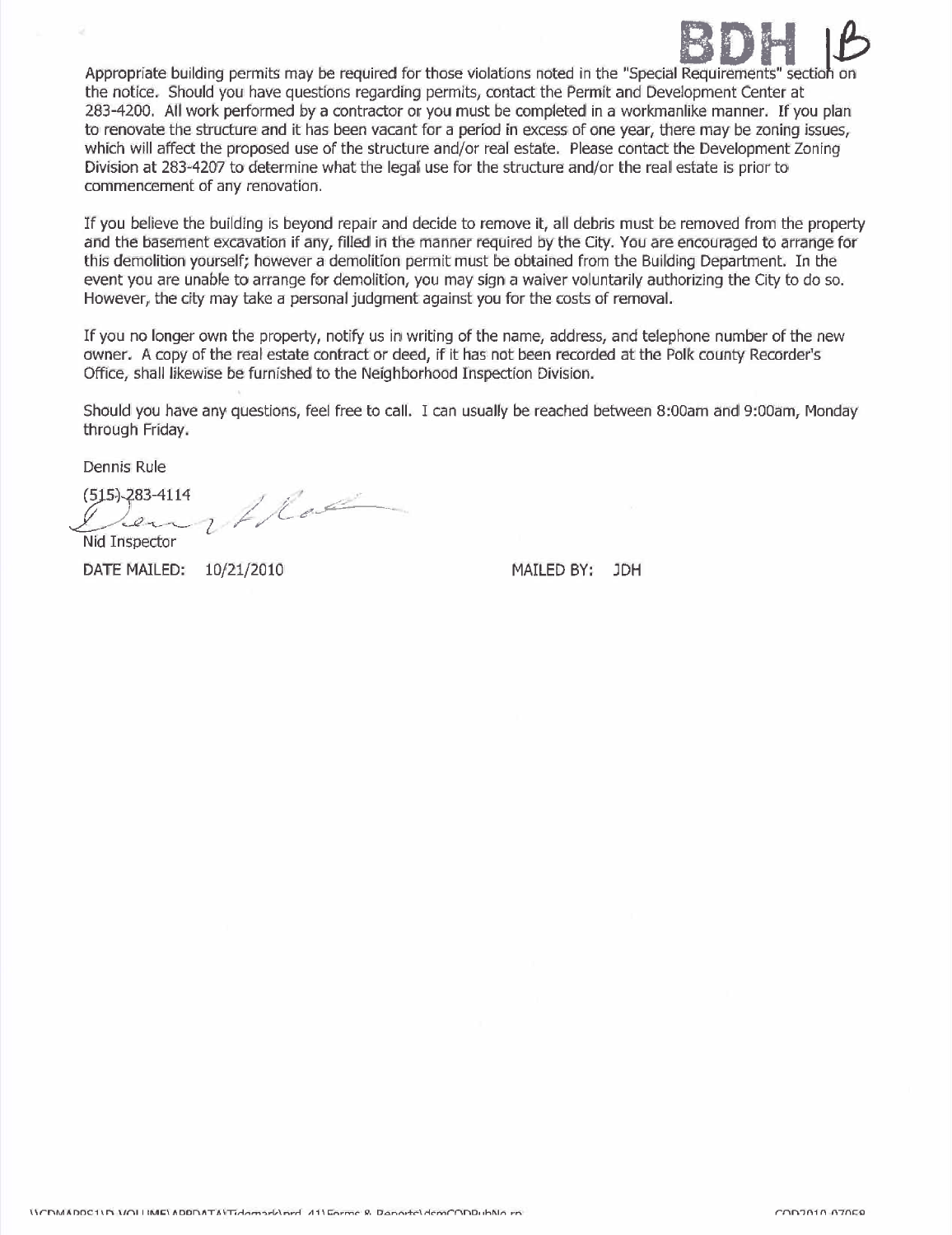BDH 1B

Appropriate building permits may be required for those violations noted in the "Special Requirements" section on the notice. Should you have questions regarding permits, contact the Permit and Development Center at 283-4200. All work performed by a contractor or you must be completed in a workmanlike manner. If you plan to renovate the structure and it has been vacant for a period in excess of one year, there may be zoning issues, which will affect the proposed use of the structure and/or real estate. Please contact the Development Zoning Division at 283-4207 to determine what the legal use for the structure and/or the real estate is prior to commencement of any renovation.

If you believe the building is beyond repair and decide to remove it, all debris must be removed from the property and the basement excavation if any, filled in the manner required by the City. You are encouraged to arrange for this demolition yourself; however a demolition permit must be obtained from the Building Department. In the event you are unable to arrange for demolition, you may sign a waiver voluntarily authorizing the City to do so. However, the city may take a personal judgment against you for the costs of removal.

If you no longer own the property, notify us in writing of the name, address, and telephone number of the new owner. A copy of the real estate contract or deed, if it has not been recorded at the Polk county Recorder's Office, shall likewise be furnished to the Neighborhood Inspection Division.

Should you have any questions, feel free to call. I can usually be reached between 8:00am and 9:00am, Monday through Friday.

Dennis Rule

(515) 283-4114

Nid Inspector

DATE MAILED: 10/21/2010 MAILED BY: JDH

\\CDMAPPS1\D_VOLUME\APPDATA\Tidemark\prd_41\Forms & Reports\dsmCODPubNo.rp COD2010-07058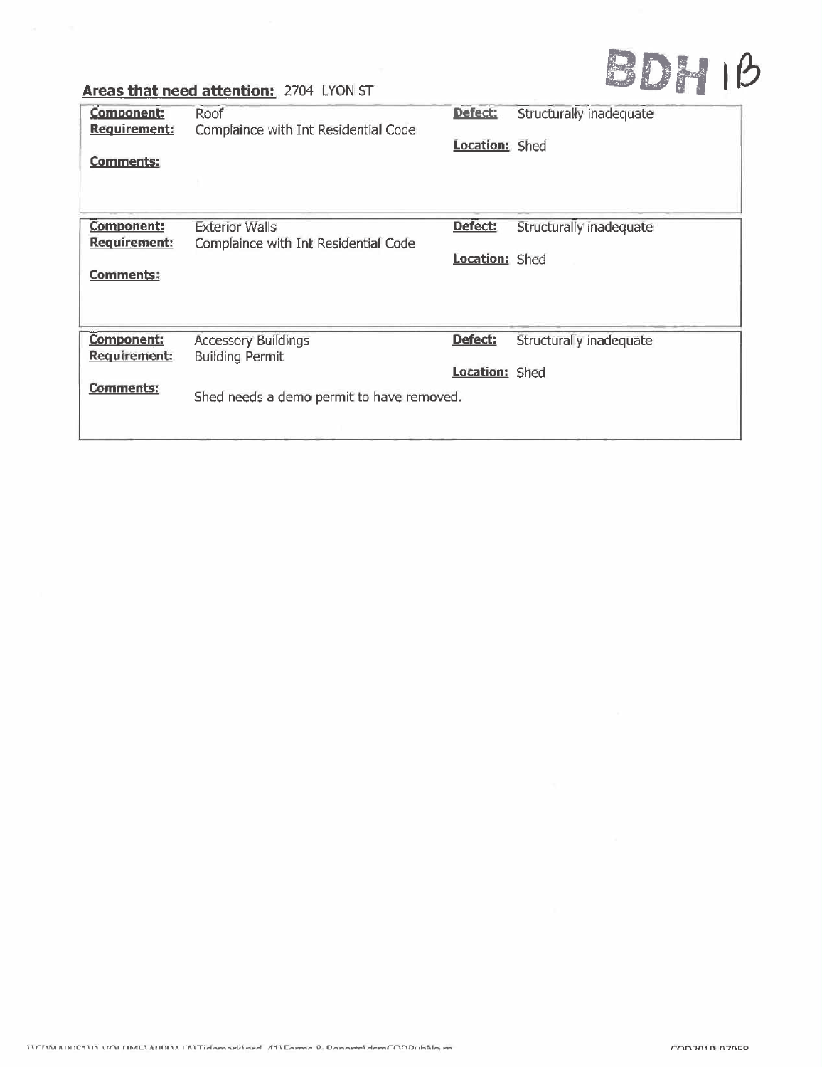BDH 1B

**Areas that need attention:** 2704 LYON ST

| | | | |
|---|---|---|---|
| **Component:** | Roof | **Defect:** | Structurally inadequate |
| **Requirement:** | Complaince with Int Residential Code | **Location:** | Shed |
| **Comments:** | | | |

| | | | |
|---|---|---|---|
| **Component:** | Exterior Walls | **Defect:** | Structurally inadequate |
| **Requirement:** | Complaince with Int Residential Code | **Location:** | Shed |
| **Comments:** | | | |

| | | | |
|---|---|---|---|
| **Component:** | Accessory Buildings | **Defect:** | Structurally inadequate |
| **Requirement:** | Building Permit | **Location:** | Shed |
| **Comments:** | Shed needs a demo permit to have removed. | | |